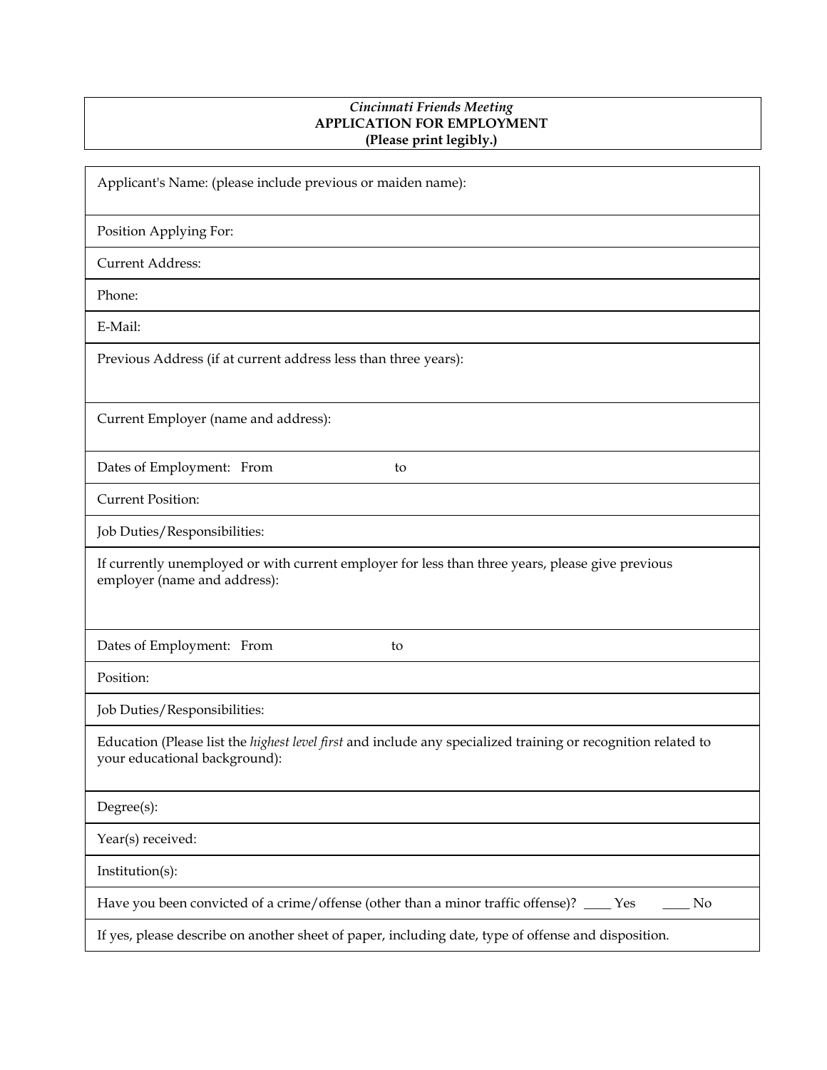*Cincinnati Friends Meeting*
**APPLICATION FOR EMPLOYMENT**
**(Please print legibly.)**

| Applicant's Name: (please include previous or maiden name): |
|---|
| Position Applying For: |
| Current Address: |
| Phone: |
| E-Mail: |
| Previous Address (if at current address less than three years): |
| Current Employer (name and address): |
| Dates of Employment: From to |
| Current Position: |
| Job Duties/Responsibilities: |
| If currently unemployed or with current employer for less than three years, please give previous employer (name and address): |
| Dates of Employment: From to |
| Position: |
| Job Duties/Responsibilities: |
| Education (Please list the *highest level first* and include any specialized training or recognition related to your educational background): |
| Degree(s): |
| Year(s) received: |
| Institution(s): |
| Have you been convicted of a crime/offense (other than a minor traffic offense)? ____ Yes ____ No |
| If yes, please describe on another sheet of paper, including date, type of offense and disposition. |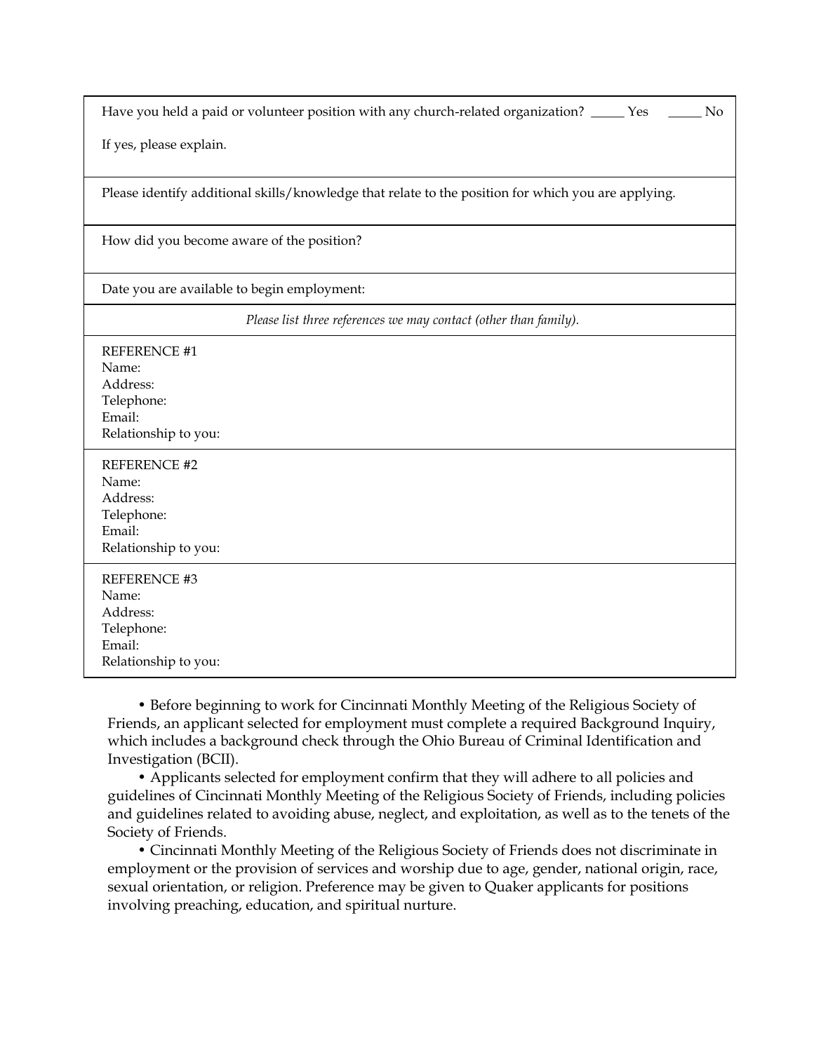Have you held a paid or volunteer position with any church-related organization? _____ Yes _____ No

If yes, please explain.

Please identify additional skills/knowledge that relate to the position for which you are applying.

How did you become aware of the position?

Date you are available to begin employment:

*Please list three references we may contact (other than family).*

REFERENCE #1
Name:
Address:
Telephone:
Email:
Relationship to you:

REFERENCE #2
Name:
Address:
Telephone:
Email:
Relationship to you:

REFERENCE #3
Name:
Address:
Telephone:
Email:
Relationship to you:

- Before beginning to work for Cincinnati Monthly Meeting of the Religious Society of Friends, an applicant selected for employment must complete a required Background Inquiry, which includes a background check through the Ohio Bureau of Criminal Identification and Investigation (BCII).
- Applicants selected for employment confirm that they will adhere to all policies and guidelines of Cincinnati Monthly Meeting of the Religious Society of Friends, including policies and guidelines related to avoiding abuse, neglect, and exploitation, as well as to the tenets of the Society of Friends.
- Cincinnati Monthly Meeting of the Religious Society of Friends does not discriminate in employment or the provision of services and worship due to age, gender, national origin, race, sexual orientation, or religion. Preference may be given to Quaker applicants for positions involving preaching, education, and spiritual nurture.